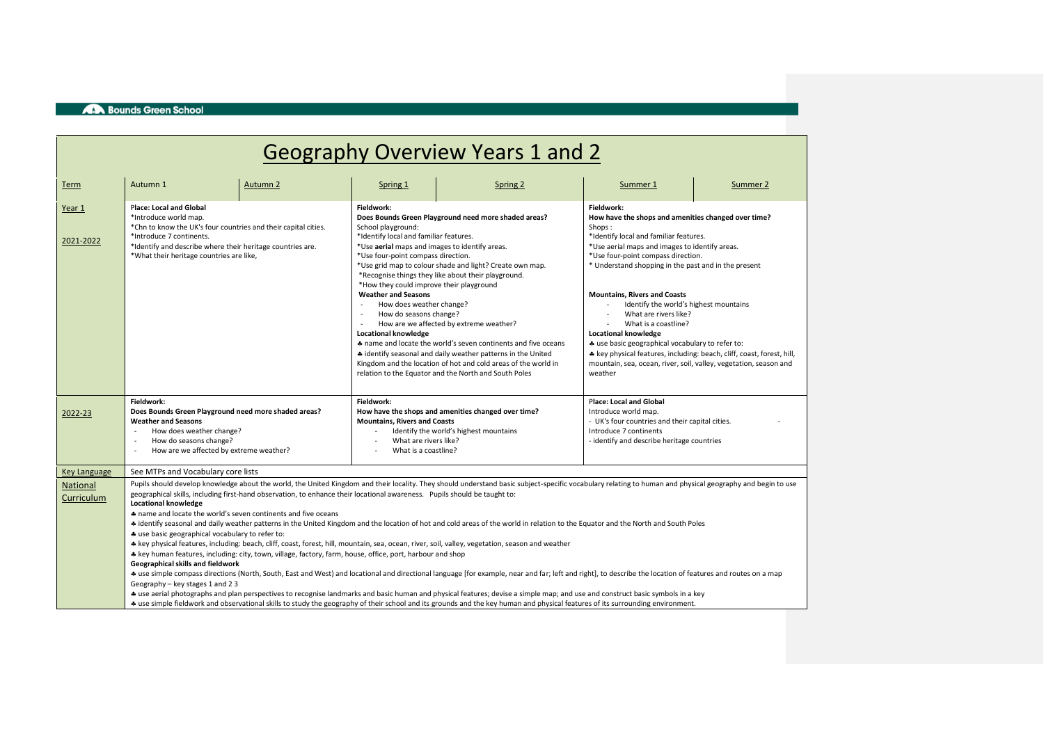Bounds Green School

# Geography Overview Years 1 and 2

| Term | Autumn 1 | Autumn 2 | Spring 1 | Spring 2 | Summer 1 | Summer 2 |
|---|---|---|---|---|---|---|
| Year 1<br><br>2021-2022 | **Place: Local and Global**<br>*Introduce world map.<br>*Chn to know the UK's four countries and their capital cities.<br>*Introduce 7 continents.<br>*Identify and describe where their heritage countries are.<br>*What their heritage countries are like, | | **Fieldwork:**<br>**Does Bounds Green Playground need more shaded areas?**<br>School playground:<br>*Identify local and familiar features.<br>*Use **aerial** maps and images to identify areas.<br>*Use four-point compass direction.<br>*Use grid map to colour shade and light? Create own map.<br>*Recognise things they like about their playground.<br>*How they could improve their playground<br>**Weather and Seasons**<br>- How does weather change?<br>- How do seasons change?<br>- How are we affected by extreme weather?<br>**Locational knowledge**<br>♣ name and locate the world's seven continents and five oceans<br>♣ identify seasonal and daily weather patterns in the United Kingdom and the location of hot and cold areas of the world in relation to the Equator and the North and South Poles | | **Fieldwork:**<br>**How have the shops and amenities changed over time?**<br>Shops :<br>*Identify local and familiar features.<br>*Use aerial maps and images to identify areas.<br>*Use four-point compass direction.<br>* Understand shopping in the past and in the present<br><br>**Mountains, Rivers and Coasts**<br>- Identify the world's highest mountains<br>- What are rivers like?<br>- What is a coastline?<br>**Locational knowledge**<br>♣ use basic geographical vocabulary to refer to:<br>♣ key physical features, including: beach, cliff, coast, forest, hill, mountain, sea, ocean, river, soil, valley, vegetation, season and weather | |
| 2022-23 | **Fieldwork:**<br>**Does Bounds Green Playground need more shaded areas?**<br>**Weather and Seasons**<br>- How does weather change?<br>- How do seasons change?<br>- How are we affected by extreme weather? | | **Fieldwork:**<br>**How have the shops and amenities changed over time?**<br>**Mountains, Rivers and Coasts**<br>- Identify the world's highest mountains<br>- What are rivers like?<br>- What is a coastline? | | **Place: Local and Global**<br>Introduce world map.<br>- UK's four countries and their capital cities.<br>Introduce 7 continents<br>- identify and describe heritage countries | - |
| Key Language | See MTPs and Vocabulary core lists | | | | | |
| National Curriculum | Pupils should develop knowledge about the world, the United Kingdom and their locality. They should understand basic subject-specific vocabulary relating to human and physical geography and begin to use geographical skills, including first-hand observation, to enhance their locational awareness. Pupils should be taught to:<br>**Locational knowledge**<br>♣ name and locate the world's seven continents and five oceans<br>♣ identify seasonal and daily weather patterns in the United Kingdom and the location of hot and cold areas of the world in relation to the Equator and the North and South Poles<br>♣ use basic geographical vocabulary to refer to:<br>♣ key physical features, including: beach, cliff, coast, forest, hill, mountain, sea, ocean, river, soil, valley, vegetation, season and weather<br>♣ key human features, including: city, town, village, factory, farm, house, office, port, harbour and shop<br>**Geographical skills and fieldwork**<br>♣ use simple compass directions (North, South, East and West) and locational and directional language [for example, near and far; left and right], to describe the location of features and routes on a map<br>Geography – key stages 1 and 2 3<br>♣ use aerial photographs and plan perspectives to recognise landmarks and basic human and physical features; devise a simple map; and use and construct basic symbols in a key<br>♣ use simple fieldwork and observational skills to study the geography of their school and its grounds and the key human and physical features of its surrounding environment. | | | | | |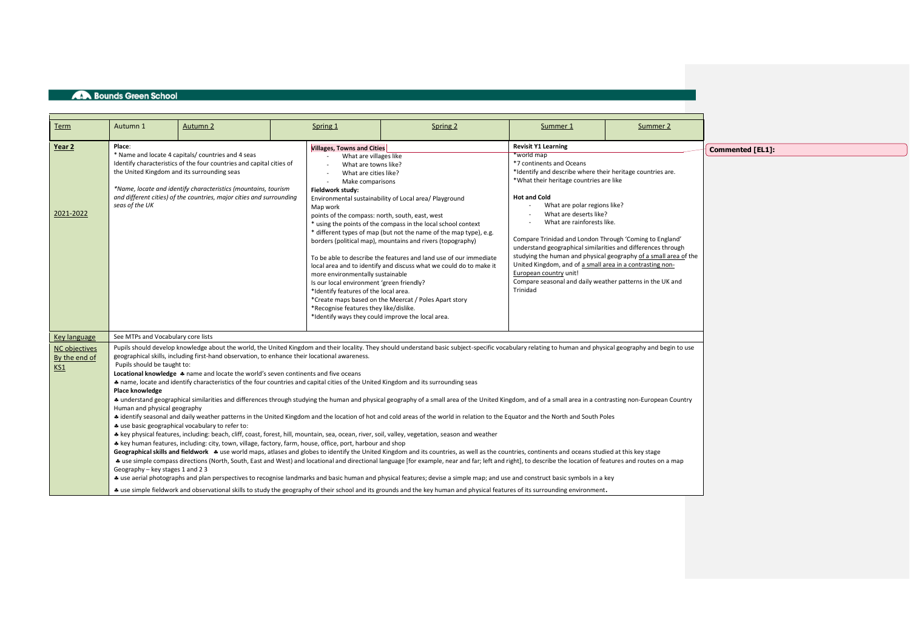| Term | Autumn 1 | Autumn 2 | Spring 1 | Spring 2 | Summer 1 | Summer 2 |
|---|---|---|---|---|---|---|
| **Year 2**<br><br>2021-2022 | **Place**:<br>* Name and locate 4 capitals/ countries and 4 seas<br>Identify characteristics of the four countries and capital cities of the United Kingdom and its surrounding seas<br><br>*Name, locate and identify characteristics (mountains, tourism and different cities) of the countries, major cities and surrounding seas of the UK* | | **Villages, Towns and Cities**<br>- What are villages like<br>- What are towns like?<br>- What are cities like?<br>- Make comparisons<br>**Fieldwork study:**<br>Environmental sustainability of Local area/ Playground<br>Map work<br>points of the compass: north, south, east, west<br>* using the points of the compass in the local school context<br>* different types of map (but not the name of the map type), e.g. borders (political map), mountains and rivers (topography)<br><br>To be able to describe the features and land use of our immediate local area and to identify and discuss what we could do to make it more environmentally sustainable<br>Is our local environment 'green friendly?<br>*Identify features of the local area.<br>*Create maps based on the Meercat / Poles Apart story<br>*Recognise features they like/dislike.<br>*Identify ways they could improve the local area. | | **Revisit Y1 Learning**<br>*world map<br>*7 continents and Oceans<br>*Identify and describe where their heritage countries are.<br>*What their heritage countries are like<br><br>**Hot and Cold**<br>- What are polar regions like?<br>- What are deserts like?<br>- What are rainforests like.<br><br>Compare Trinidad and London Through 'Coming to England' understand geographical similarities and differences through studying the human and physical geography of a small area of the United Kingdom, and of a small area in a contrasting non-European country unit!<br>Compare seasonal and daily weather patterns in the UK and Trinidad | |
| Key language | See MTPs and Vocabulary core lists | | | | | |
| NC objectives By the end of KS1 | Pupils should develop knowledge about the world, the United Kingdom and their locality. They should understand basic subject-specific vocabulary relating to human and physical geography and begin to use geographical skills, including first-hand observation, to enhance their locational awareness.<br>Pupils should be taught to:<br>**Locational knowledge** ♣ name and locate the world's seven continents and five oceans<br>♣ name, locate and identify characteristics of the four countries and capital cities of the United Kingdom and its surrounding seas<br>**Place knowledge**<br>♣ understand geographical similarities and differences through studying the human and physical geography of a small area of the United Kingdom, and of a small area in a contrasting non-European Country<br>Human and physical geography<br>♣ identify seasonal and daily weather patterns in the United Kingdom and the location of hot and cold areas of the world in relation to the Equator and the North and South Poles<br>♣ use basic geographical vocabulary to refer to:<br>♣ key physical features, including: beach, cliff, coast, forest, hill, mountain, sea, ocean, river, soil, valley, vegetation, season and weather<br>♣ key human features, including: city, town, village, factory, farm, house, office, port, harbour and shop<br>**Geographical skills and fieldwork** ♣ use world maps, atlases and globes to identify the United Kingdom and its countries, as well as the countries, continents and oceans studied at this key stage<br>♣ use simple compass directions (North, South, East and West) and locational and directional language [for example, near and far; left and right], to describe the location of features and routes on a map<br>Geography – key stages 1 and 2 3<br>♣ use aerial photographs and plan perspectives to recognise landmarks and basic human and physical features; devise a simple map; and use and construct basic symbols in a key<br>♣ use simple fieldwork and observational skills to study the geography of their school and its grounds and the key human and physical features of its surrounding environment. | | | | | |

Commented [EL1]: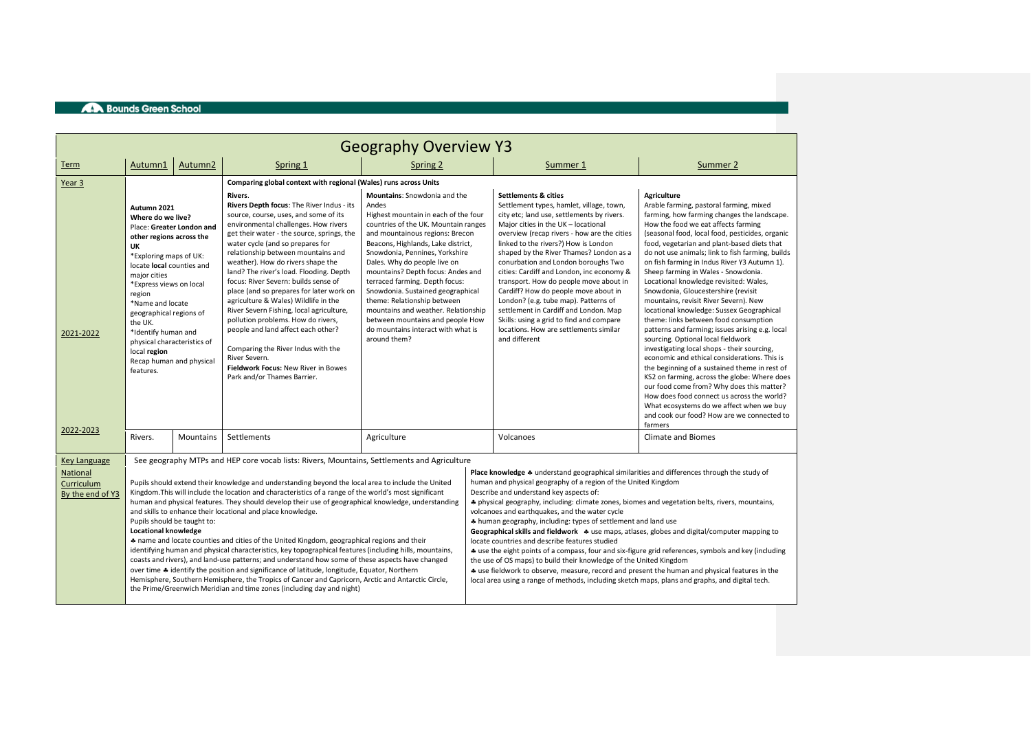# Geography Overview Y3

| Term | Autumn1 | Autumn2 | Spring 1 | Spring 2 | Summer 1 | Summer 2 |
|---|---|---|---|---|---|---|
| Year 3 | | | **Comparing global context with regional (Wales) runs across Units** | | | |
| 2021-2022 | **Autumn 2021** **Where do we live?** Place: **Greater London and other regions across the UK** *Exploring maps of UK: locate **local** counties and major cities *Express views on local region *Name and locate geographical regions of the UK. *Identify human and physical characteristics of local **region** Recap human and physical features. | | **Rivers.** **Rivers Depth focus**: The River Indus - its source, course, uses, and some of its environmental challenges. How rivers get their water - the source, springs, the water cycle (and so prepares for relationship between mountains and weather). How do rivers shape the land? The river's load. Flooding. Depth focus: River Severn: builds sense of place (and so prepares for later work on agriculture & Wales) Wildlife in the River Severn Fishing, local agriculture, pollution problems. How do rivers, people and land affect each other? Comparing the River Indus with the River Severn. **Fieldwork Focus:** New River in Bowes Park and/or Thames Barrier. | **Mountains**: Snowdonia and the Andes Highest mountain in each of the four countries of the UK. Mountain ranges and mountainous regions: Brecon Beacons, Highlands, Lake district, Snowdonia, Pennines, Yorkshire Dales. Why do people live on mountains? Depth focus: Andes and terraced farming. Depth focus: Snowdonia. Sustained geographical theme: Relationship between mountains and weather. Relationship between mountains and people How do mountains interact with what is around them? | **Settlements & cities** Settlement types, hamlet, village, town, city etc; land use, settlements by rivers. Major cities in the UK – locational overview (recap rivers - how are the cities linked to the rivers?) How is London shaped by the River Thames? London as a conurbation and London boroughs Two cities: Cardiff and London, inc economy & transport. How do people move about in Cardiff? How do people move about in London? (e.g. tube map). Patterns of settlement in Cardiff and London. Map Skills: using a grid to find and compare locations. How are settlements similar and different | **Agriculture** Arable farming, pastoral farming, mixed farming, how farming changes the landscape. How the food we eat affects farming (seasonal food, local food, pesticides, organic food, vegetarian and plant-based diets that do not use animals; link to fish farming, builds on fish farming in Indus River Y3 Autumn 1). Sheep farming in Wales - Snowdonia. Locational knowledge revisited: Wales, Snowdonia, Gloucestershire (revisit mountains, revisit River Severn). New locational knowledge: Sussex Geographical theme: links between food consumption patterns and farming; issues arising e.g. local sourcing. Optional local fieldwork investigating local shops - their sourcing, economic and ethical considerations. This is the beginning of a sustained theme in rest of KS2 on farming, across the globe: Where does our food come from? Why does this matter? How does food connect us across the world? What ecosystems do we affect when we buy and cook our food? How are we connected to farmers |
| 2022-2023 | Rivers. | Mountains | Settlements | Agriculture | Volcanoes | Climate and Biomes |
| Key Language | See geography MTPs and HEP core vocab lists: Rivers, Mountains, Settlements and Agriculture | | | | | |
| National Curriculum By the end of Y3 | Pupils should extend their knowledge and understanding beyond the local area to include the United Kingdom.This will include the location and characteristics of a range of the world's most significant human and physical features. They should develop their use of geographical knowledge, understanding and skills to enhance their locational and place knowledge. Pupils should be taught to: **Locational knowledge** ♣ name and locate counties and cities of the United Kingdom, geographical regions and their identifying human and physical characteristics, key topographical features (including hills, mountains, coasts and rivers), and land-use patterns; and understand how some of these aspects have changed over time ♣ identify the position and significance of latitude, longitude, Equator, Northern Hemisphere, Southern Hemisphere, the Tropics of Cancer and Capricorn, Arctic and Antarctic Circle, the Prime/Greenwich Meridian and time zones (including day and night) | | | | **Place knowledge** ♣ understand geographical similarities and differences through the study of human and physical geography of a region of the United Kingdom Describe and understand key aspects of: ♣ physical geography, including: climate zones, biomes and vegetation belts, rivers, mountains, volcanoes and earthquakes, and the water cycle ♣ human geography, including: types of settlement and land use **Geographical skills and fieldwork** ♣ use maps, atlases, globes and digital/computer mapping to locate countries and describe features studied ♣ use the eight points of a compass, four and six-figure grid references, symbols and key (including the use of OS maps) to build their knowledge of the United Kingdom ♣ use fieldwork to observe, measure, record and present the human and physical features in the local area using a range of methods, including sketch maps, plans and graphs, and digital tech. | |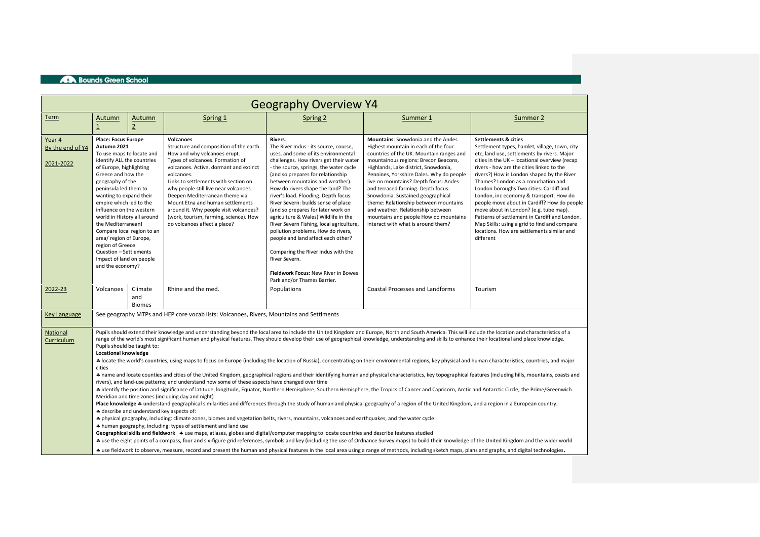# Geography Overview Y4

| Term | Autumn 1 | Autumn 2 | Spring 1 | Spring 2 | Summer 1 | Summer 2 |
|---|---|---|---|---|---|---|
| Year 4<br>By the end of Y4<br>2021-2022 | **Place: Focus Europe Autumn 2021**<br>To use maps to locate and identify ALL the countries of Europe, highlighting Greece and how the geography of the peninsula led them to wanting to expand their empire which led to the influence on the western world in History all around the Mediterranean!<br>Compare local region to an area/ region of Europe, region of Greece<br>Question – Settlements<br>Impact of land on people and the economy? | | **Volcanoes**<br>Structure and composition of the earth. How and why volcanoes erupt. Types of volcanoes. Formation of volcanoes. Active, dormant and extinct volcanoes.<br>Links to settlements with section on why people still live near volcanoes. Deepen Mediterranean theme via Mount Etna and human settlements around it. Why people visit volcanoes? (work, tourism, farming, science). How do volcanoes affect a place? | **Rivers**.<br>The River Indus - its source, course, uses, and some of its environmental challenges. How rivers get their water - the source, springs, the water cycle (and so prepares for relationship between mountains and weather). How do rivers shape the land? The river's load. Flooding. Depth focus: River Severn: builds sense of place (and so prepares for later work on agriculture & Wales) Wildlife in the River Severn Fishing, local agriculture, pollution problems. How do rivers, people and land affect each other?<br>Comparing the River Indus with the River Severn.<br>**Fieldwork Focus:** New River in Bowes Park and/or Thames Barrier. | **Mountains**: Snowdonia and the Andes<br>Highest mountain in each of the four countries of the UK. Mountain ranges and mountainous regions: Brecon Beacons, Highlands, Lake district, Snowdonia, Pennines, Yorkshire Dales. Why do people live on mountains? Depth focus: Andes and terraced farming. Depth focus: Snowdonia. Sustained geographical theme: Relationship between mountains and weather. Relationship between mountains and people How do mountains interact with what is around them? | **Settlements & cities**<br>Settlement types, hamlet, village, town, city etc; land use, settlements by rivers. Major cities in the UK – locational overview (recap rivers - how are the cities linked to the rivers?) How is London shaped by the River Thames? London as a conurbation and London boroughs Two cities: Cardiff and London, inc economy & transport. How do people move about in Cardiff? How do people move about in London? (e.g. tube map). Patterns of settlement in Cardiff and London. Map Skills: using a grid to find and compare locations. How are settlements similar and different |
| 2022-23 | Volcanoes | Climate and Biomes | Rhine and the med. | Populations | Coastal Processes and Landforms | Tourism |
| Key Language | See geography MTPs and HEP core vocab lists: Volcanoes, Rivers, Mountains and Settlments | | | | | |
| National Curriculum | Pupils should extend their knowledge and understanding beyond the local area to include the United Kingdom and Europe, North and South America. This will include the location and characteristics of a range of the world's most significant human and physical features. They should develop their use of geographical knowledge, understanding and skills to enhance their locational and place knowledge.<br>Pupils should be taught to:<br>**Locational knowledge**<br>♣ locate the world's countries, using maps to focus on Europe (including the location of Russia), concentrating on their environmental regions, key physical and human characteristics, countries, and major cities<br>♣ name and locate counties and cities of the United Kingdom, geographical regions and their identifying human and physical characteristics, key topographical features (including hills, mountains, coasts and rivers), and land-use patterns; and understand how some of these aspects have changed over time<br>♣ identify the position and significance of latitude, longitude, Equator, Northern Hemisphere, Southern Hemisphere, the Tropics of Cancer and Capricorn, Arctic and Antarctic Circle, the Prime/Greenwich Meridian and time zones (including day and night)<br>**Place knowledge** ♣ understand geographical similarities and differences through the study of human and physical geography of a region of the United Kingdom, and a region in a European country.<br>♣ describe and understand key aspects of:<br>♣ physical geography, including: climate zones, biomes and vegetation belts, rivers, mountains, volcanoes and earthquakes, and the water cycle<br>♣ human geography, including: types of settlement and land use<br>**Geographical skills and fieldwork** ♣ use maps, atlases, globes and digital/computer mapping to locate countries and describe features studied<br>♣ use the eight points of a compass, four and six-figure grid references, symbols and key (including the use of Ordnance Survey maps) to build their knowledge of the United Kingdom and the wider world<br>♣ use fieldwork to observe, measure, record and present the human and physical features in the local area using a range of methods, including sketch maps, plans and graphs, and digital technologies. | | | | | | |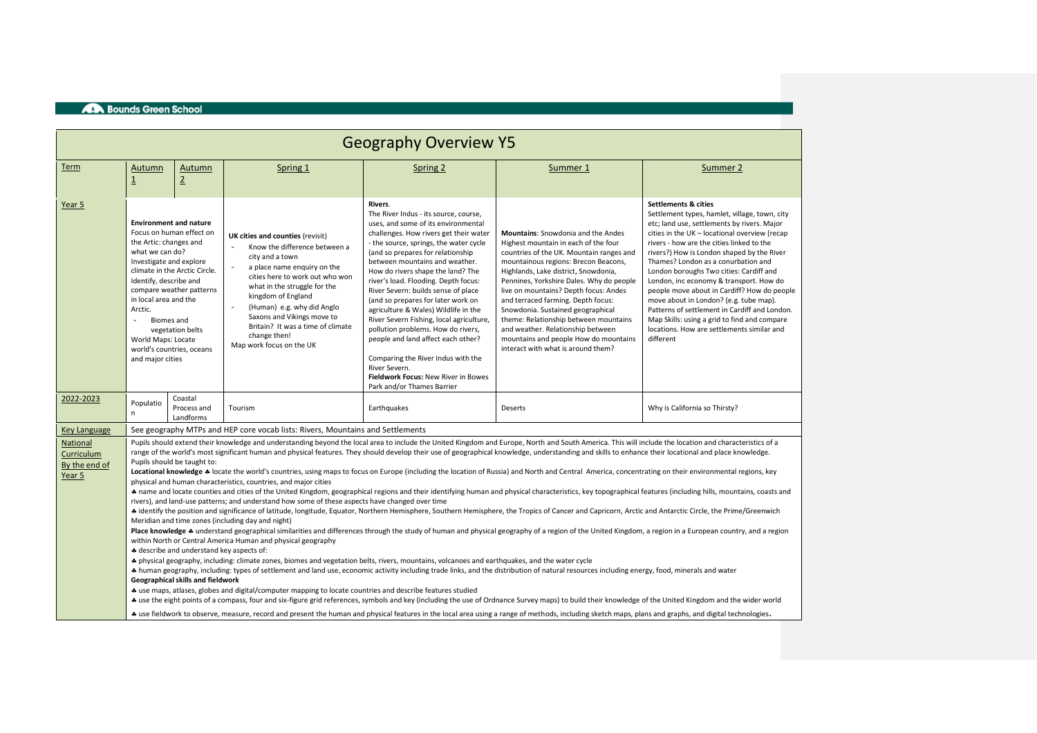# Geography Overview Y5

| Term | Autumn 1 | Autumn 2 | Spring 1 | Spring 2 | Summer 1 | Summer 2 |
|---|---|---|---|---|---|---|
| Year 5 | **Environment and nature** Focus on human effect on the Artic: changes and what we can do? Investigate and explore climate in the Arctic Circle. Identify, describe and compare weather patterns in local area and the Arctic. - Biomes and vegetation belts World Maps: Locate world's countries, oceans and major cities | | **UK cities and counties** (revisit) - Know the difference between a city and a town - a place name enquiry on the cities here to work out who won what in the struggle for the kingdom of England - (Human) e.g. why did Anglo Saxons and Vikings move to Britain? It was a time of climate change then! Map work focus on the UK | **Rivers**. The River Indus - its source, course, uses, and some of its environmental challenges. How rivers get their water - the source, springs, the water cycle (and so prepares for relationship between mountains and weather. How do rivers shape the land? The river's load. Flooding. Depth focus: River Severn: builds sense of place (and so prepares for later work on agriculture & Wales) Wildlife in the River Severn Fishing, local agriculture, pollution problems. How do rivers, people and land affect each other? Comparing the River Indus with the River Severn. **Fieldwork Focus:** New River in Bowes Park and/or Thames Barrier | **Mountains**: Snowdonia and the Andes Highest mountain in each of the four countries of the UK. Mountain ranges and mountainous regions: Brecon Beacons, Highlands, Lake district, Snowdonia, Pennines, Yorkshire Dales. Why do people live on mountains? Depth focus: Andes and terraced farming. Depth focus: Snowdonia. Sustained geographical theme: Relationship between mountains and weather. Relationship between mountains and people How do mountains interact with what is around them? | **Settlements & cities** Settlement types, hamlet, village, town, city etc; land use, settlements by rivers. Major cities in the UK – locational overview (recap rivers - how are the cities linked to the rivers?) How is London shaped by the River Thames? London as a conurbation and London boroughs Two cities: Cardiff and London, inc economy & transport. How do people move about in Cardiff? How do people move about in London? (e.g. tube map). Patterns of settlement in Cardiff and London. Map Skills: using a grid to find and compare locations. How are settlements similar and different |
| 2022-2023 | Population | Coastal Process and Landforms | Tourism | Earthquakes | Deserts | Why is California so Thirsty? |
| Key Language | See geography MTPs and HEP core vocab lists: Rivers, Mountains and Settlements | | | | | |
| National Curriculum By the end of Year 5 | Pupils should extend their knowledge and understanding beyond the local area to include the United Kingdom and Europe, North and South America. This will include the location and characteristics of a range of the world's most significant human and physical features. They should develop their use of geographical knowledge, understanding and skills to enhance their locational and place knowledge.<br>Pupils should be taught to:<br>**Locational knowledge** ♣ locate the world's countries, using maps to focus on Europe (including the location of Russia) and North and Central America, concentrating on their environmental regions, key physical and human characteristics, countries, and major cities<br>♣ name and locate counties and cities of the United Kingdom, geographical regions and their identifying human and physical characteristics, key topographical features (including hills, mountains, coasts and rivers), and land-use patterns; and understand how some of these aspects have changed over time<br>♣ identify the position and significance of latitude, longitude, Equator, Northern Hemisphere, Southern Hemisphere, the Tropics of Cancer and Capricorn, Arctic and Antarctic Circle, the Prime/Greenwich Meridian and time zones (including day and night)<br>**Place knowledge** ♣ understand geographical similarities and differences through the study of human and physical geography of a region of the United Kingdom, a region in a European country, and a region within North or Central America Human and physical geography<br>♣ describe and understand key aspects of:<br>♣ physical geography, including: climate zones, biomes and vegetation belts, rivers, mountains, volcanoes and earthquakes, and the water cycle<br>♣ human geography, including: types of settlement and land use, economic activity including trade links, and the distribution of natural resources including energy, food, minerals and water<br>**Geographical skills and fieldwork**<br>♣ use maps, atlases, globes and digital/computer mapping to locate countries and describe features studied<br>♣ use the eight points of a compass, four and six-figure grid references, symbols and key (including the use of Ordnance Survey maps) to build their knowledge of the United Kingdom and the wider world<br>♣ use fieldwork to observe, measure, record and present the human and physical features in the local area using a range of methods, including sketch maps, plans and graphs, and digital technologies. | | | | | |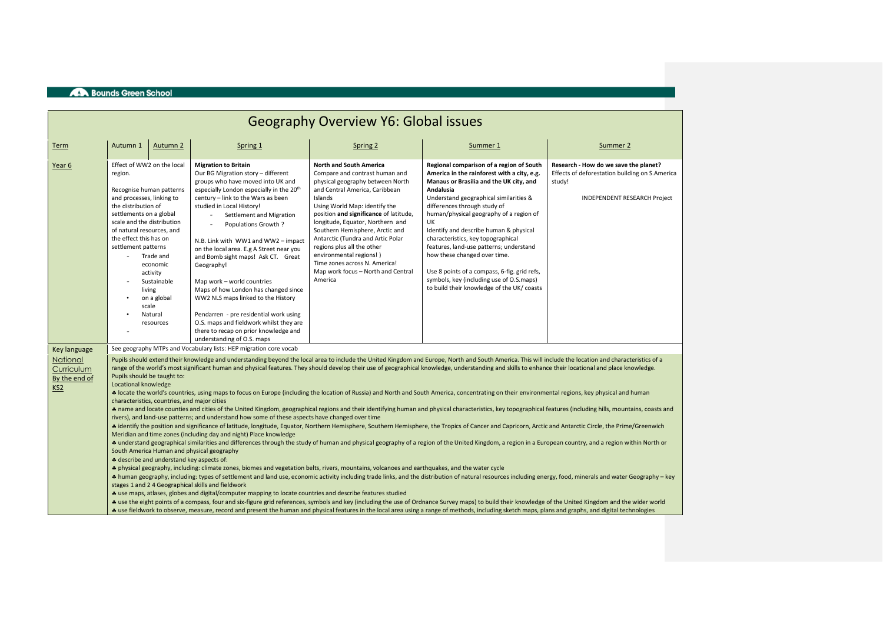# Geography Overview Y6: Global issues

| Term | Autumn 1 | Autumn 2 | Spring 1 | Spring 2 | Summer 1 | Summer 2 |
|---|---|---|---|---|---|---|
| Year 6 | Effect of WW2 on the local region.<br><br>Recognise human patterns and processes, linking to the distribution of settlements on a global scale and the distribution of natural resources, and the effect this has on settlement patterns<br>- Trade and economic activity<br>- Sustainable living<br>• on a global scale<br>• Natural resources<br>- | | **Migration to Britain**<br>Our BG Migration story – different groups who have moved into UK and especially London especially in the 20th century – link to the Wars as been studied in Local History!<br>- Settlement and Migration<br>- Populations Growth ?<br><br>N.B. Link with WW1 and WW2 – impact on the local area. E.g A Street near you and Bomb sight maps! Ask CT. Great Geography!<br><br>Map work – world countries<br>Maps of how London has changed since WW2 NLS maps linked to the History<br><br>Pendarren - pre residential work using O.S. maps and fieldwork whilst they are there to recap on prior knowledge and understanding of O.S. maps | **North and South America**<br>Compare and contrast human and physical geography between North and Central America, Caribbean Islands<br>Using World Map: identify the position **and significance** of latitude, longitude, Equator, Northern and Southern Hemisphere, Arctic and Antarctic (Tundra and Artic Polar regions plus all the other environmental regions! )<br>Time zones across N. America!<br>Map work focus – North and Central America | **Regional comparison of a region of South America in the rainforest with a city, e.g. Manaus or Brasilia and the UK city, and Andalusia**<br>Understand geographical similarities & differences through study of human/physical geography of a region of UK<br>Identify and describe human & physical characteristics, key topographical features, land-use patterns; understand how these changed over time.<br><br>Use 8 points of a compass, 6-fig. grid refs, symbols, key (including use of O.S.maps) to build their knowledge of the UK/ coasts | **Research - How do we save the planet?**<br>Effects of deforestation building on S.America study!<br><br>INDEPENDENT RESEARCH Project |
| Key language | See geography MTPs and Vocabulary lists: HEP migration core vocab | | | | | |
| National Curriculum By the end of KS2 | Pupils should extend their knowledge and understanding beyond the local area to include the United Kingdom and Europe, North and South America. This will include the location and characteristics of a range of the world's most significant human and physical features. They should develop their use of geographical knowledge, understanding and skills to enhance their locational and place knowledge.<br>Pupils should be taught to:<br>Locational knowledge<br>♣ locate the world's countries, using maps to focus on Europe (including the location of Russia) and North and South America, concentrating on their environmental regions, key physical and human characteristics, countries, and major cities<br>♣ name and locate counties and cities of the United Kingdom, geographical regions and their identifying human and physical characteristics, key topographical features (including hills, mountains, coasts and rivers), and land-use patterns; and understand how some of these aspects have changed over time<br>♣ identify the position and significance of latitude, longitude, Equator, Northern Hemisphere, Southern Hemisphere, the Tropics of Cancer and Capricorn, Arctic and Antarctic Circle, the Prime/Greenwich Meridian and time zones (including day and night) Place knowledge<br>♣ understand geographical similarities and differences through the study of human and physical geography of a region of the United Kingdom, a region in a European country, and a region within North or South America Human and physical geography<br>♣ describe and understand key aspects of:<br>♣ physical geography, including: climate zones, biomes and vegetation belts, rivers, mountains, volcanoes and earthquakes, and the water cycle<br>♣ human geography, including: types of settlement and land use, economic activity including trade links, and the distribution of natural resources including energy, food, minerals and water Geography – key stages 1 and 2 4 Geographical skills and fieldwork<br>♣ use maps, atlases, globes and digital/computer mapping to locate countries and describe features studied<br>♣ use the eight points of a compass, four and six-figure grid references, symbols and key (including the use of Ordnance Survey maps) to build their knowledge of the United Kingdom and the wider world<br>♣ use fieldwork to observe, measure, record and present the human and physical features in the local area using a range of methods, including sketch maps, plans and graphs, and digital technologies | | | | | |